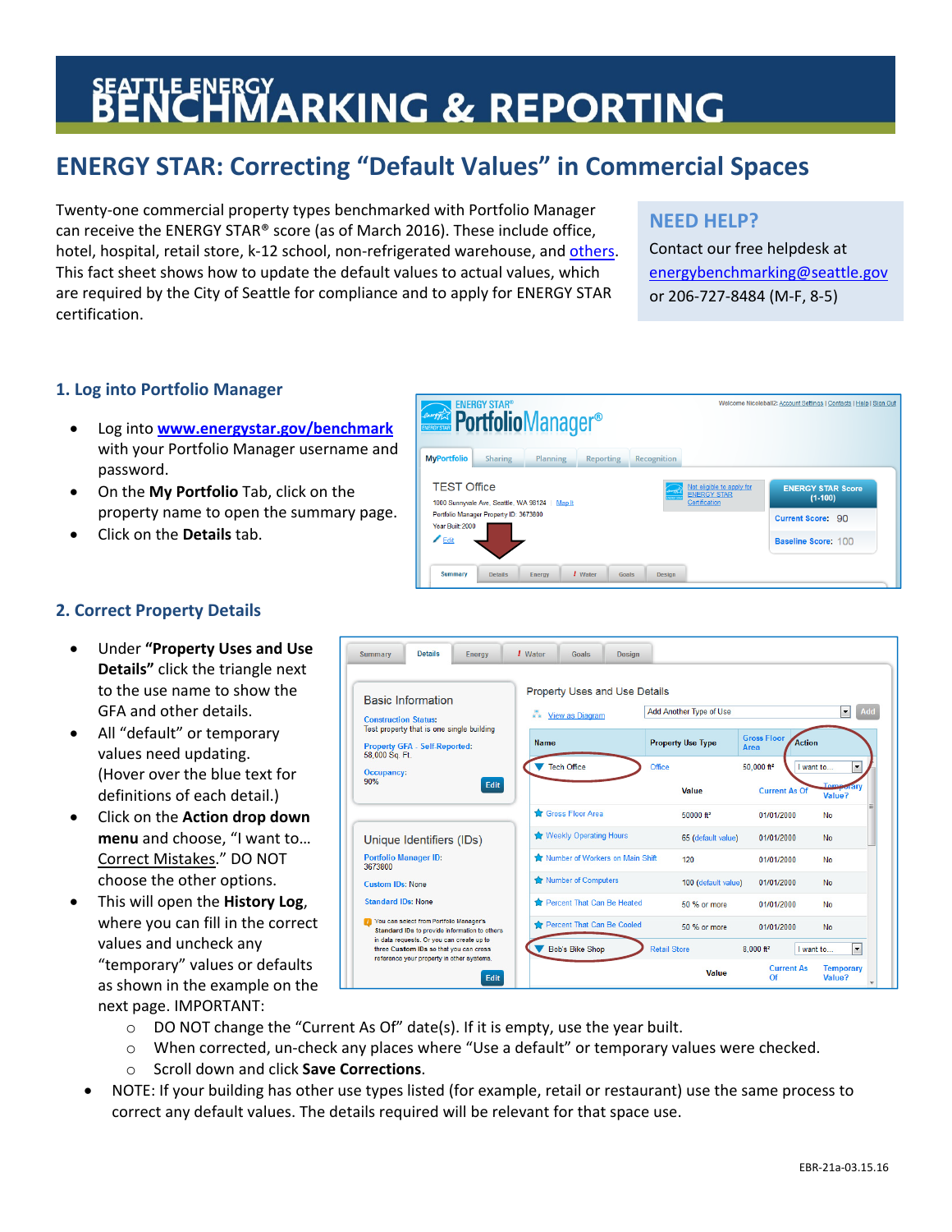# SEATTLE ENERGY BENCHMARKING & REPORTING

## ENERGY STAR: Correcting "Default Values" in Commercial Spaces

Twenty-one commercial property types benchmarked with Portfolio Manager can receive the ENERGY STAR® score (as of March 2016). These include office, hotel, hospital, retail store, k-12 school, non-refrigerated warehouse, and others. This fact sheet shows how to update the default values to actual values, which are required by the City of Seattle for compliance and to apply for ENERGY STAR certification.

### NEED HELP?

Contact our free helpdesk at energybenchmarking@seattle.gov or 206-727-8484 (M-F, 8-5)

### 1. Log into Portfolio Manager

- Log into **www.energystar.gov/benchmark** with your Portfolio Manager username and password.
- On the **My Portfolio** Tab, click on the property name to open the summary page.
- Click on the **Details** tab.

### 2. Correct Property Details

- Under **"Property Uses and Use Details"** click the triangle next to the use name to show the GFA and other details.
- All "default" or temporary values need updating. (Hover over the blue text for definitions of each detail.)
- Click on the **Action drop down menu** and choose, "I want to… Correct Mistakes." DO NOT choose the other options.
- This will open the **History Log**, where you can fill in the correct values and uncheck any "temporary" values or defaults as shown in the example on the next page. IMPORTANT:
  - DO NOT change the "Current As Of" date(s). If it is empty, use the year built.
  - When corrected, un-check any places where "Use a default" or temporary values were checked.
  - Scroll down and click **Save Corrections**.
- NOTE: If your building has other use types listed (for example, retail or restaurant) use the same process to correct any default values. The details required will be relevant for that space use.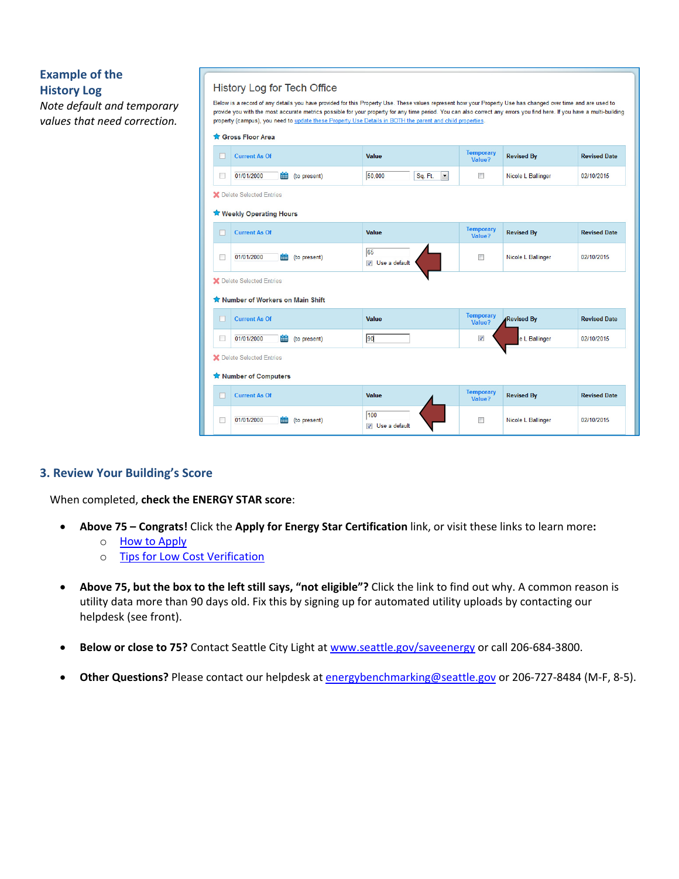**Example of the History Log**

*Note default and temporary values that need correction.*

History Log for Tech Office

Below is a record of any details you have provided for this Property Use. These values represent how your Property Use has changed over time and are used to provide you with the most accurate metrics possible for your property for any time period. You can also correct any errors you find here. If you have a multi-building property (campus), you need to update these Property Use Details in BOTH the parent and child properties.

**Gross Floor Area**

| | Current As Of | Value | Temporary Value? | Revised By | Revised Date |
|---|---|---|---|---|---|
| ☐ | 01/01/2000 (to present) | 50,000 Sq. Ft. | ☐ | Nicole L Ballinger | 02/10/2015 |

Delete Selected Entries

**Weekly Operating Hours**

| | Current As Of | Value | Temporary Value? | Revised By | Revised Date |
|---|---|---|---|---|---|
| ☐ | 01/01/2000 (to present) | 65 ☑ Use a default | ☐ | Nicole L Ballinger | 02/10/2015 |

Delete Selected Entries

**Number of Workers on Main Shift**

| | Current As Of | Value | Temporary Value? | Revised By | Revised Date |
|---|---|---|---|---|---|
| ☐ | 01/01/2000 (to present) | 90 | ☑ | e L Ballinger | 02/10/2015 |

Delete Selected Entries

**Number of Computers**

| | Current As Of | Value | Temporary Value? | Revised By | Revised Date |
|---|---|---|---|---|---|
| ☐ | 01/01/2000 (to present) | 100 ☑ Use a default | ☐ | Nicole L Ballinger | 02/10/2015 |

## 3. Review Your Building's Score

When completed, **check the ENERGY STAR score**:

- **Above 75 – Congrats!** Click the **Apply for Energy Star Certification** link, or visit these links to learn more**:**
  - How to Apply
  - Tips for Low Cost Verification
- **Above 75, but the box to the left still says, "not eligible"?** Click the link to find out why. A common reason is utility data more than 90 days old. Fix this by signing up for automated utility uploads by contacting our helpdesk (see front).
- **Below or close to 75?** Contact Seattle City Light at www.seattle.gov/saveenergy or call 206-684-3800.
- **Other Questions?** Please contact our helpdesk at energybenchmarking@seattle.gov or 206-727-8484 (M-F, 8-5).